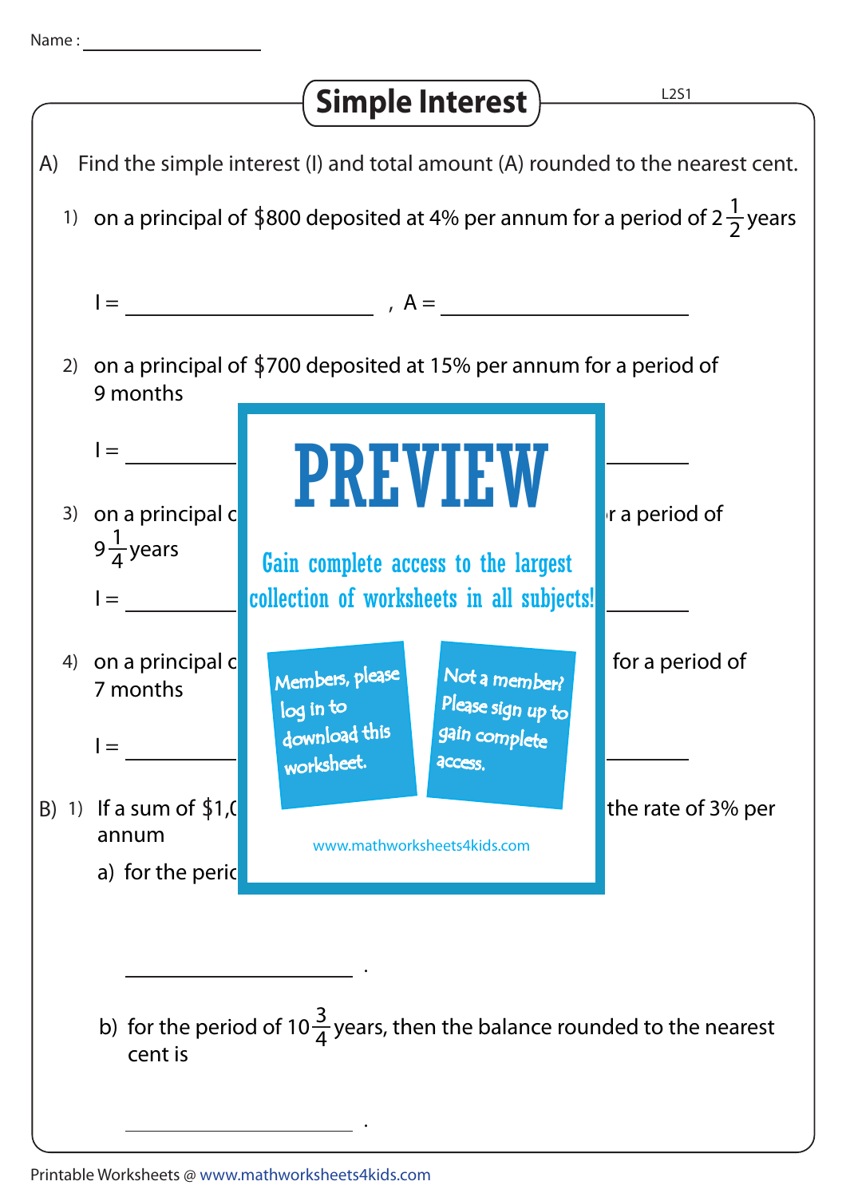Name : ________________

# Simple Interest

L2S1

A) Find the simple interest (I) and total amount (A) rounded to the nearest cent.

1) on a principal of $800 deposited at 4% per annum for a period of $2\frac{1}{2}$ years

I = ______________________ , A = ______________________

2) on a principal of $700 deposited at 15% per annum for a period of 9 months

I = ________ ________

3) on a principal c ... r a period of $9\frac{1}{4}$ years

I = ________ ________

4) on a principal c ... for a period of 7 months

I = ________ ________

**PREVIEW**

Gain complete access to the largest collection of worksheets in all subjects!

Members, please log in to download this worksheet.

Not a member? Please sign up to gain complete access.

www.mathworksheets4kids.com

B) 1) If a sum of $1,( ... the rate of 3% per annum

a) for the peric

______________________ .

b) for the period of $10\frac{3}{4}$ years, then the balance rounded to the nearest cent is

______________________ .

Printable Worksheets @ www.mathworksheets4kids.com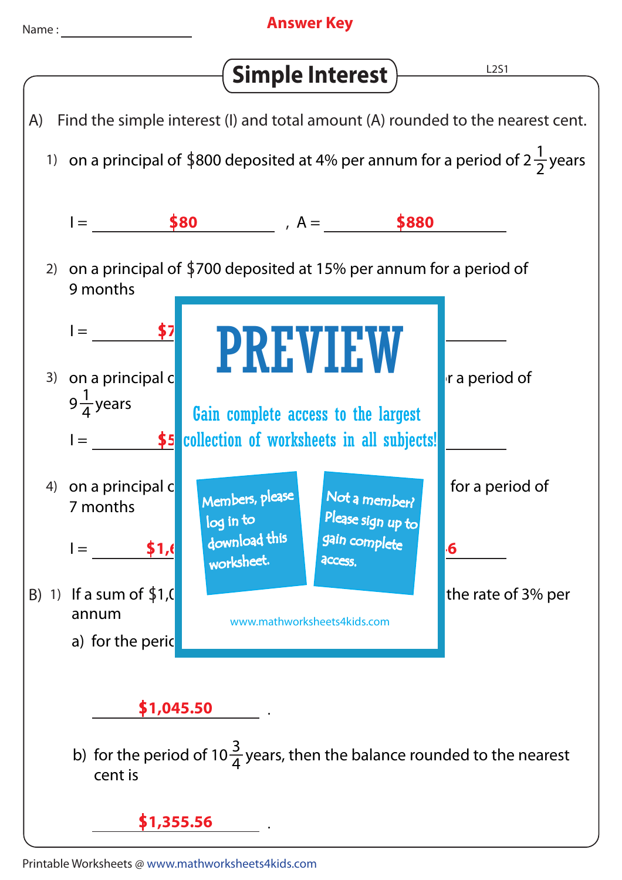Name :

**Answer Key**

# Simple Interest

L2S1

A) Find the simple interest (I) and total amount (A) rounded to the nearest cent.

1) on a principal of $800 deposited at 4% per annum for a period of $2\frac{1}{2}$ years

I = **$80** , A = **$880**

2) on a principal of $700 deposited at 15% per annum for a period of 9 months

I = **$7**

3) on a principal c ... r a period of $9\frac{1}{4}$ years

I = **$5**

4) on a principal c ... for a period of 7 months

I = **$1,** ... **6**

PREVIEW

Gain complete access to the largest collection of worksheets in all subjects!

Members, please log in to download this worksheet.

Not a member? Please sign up to gain complete access.

www.mathworksheets4kids.com

B) 1) If a sum of $1,( ... the rate of 3% per annum

a) for the peric

**$1,045.50** .

b) for the period of $10\frac{3}{4}$ years, then the balance rounded to the nearest cent is

**$1,355.56** .

Printable Worksheets @ www.mathworksheets4kids.com